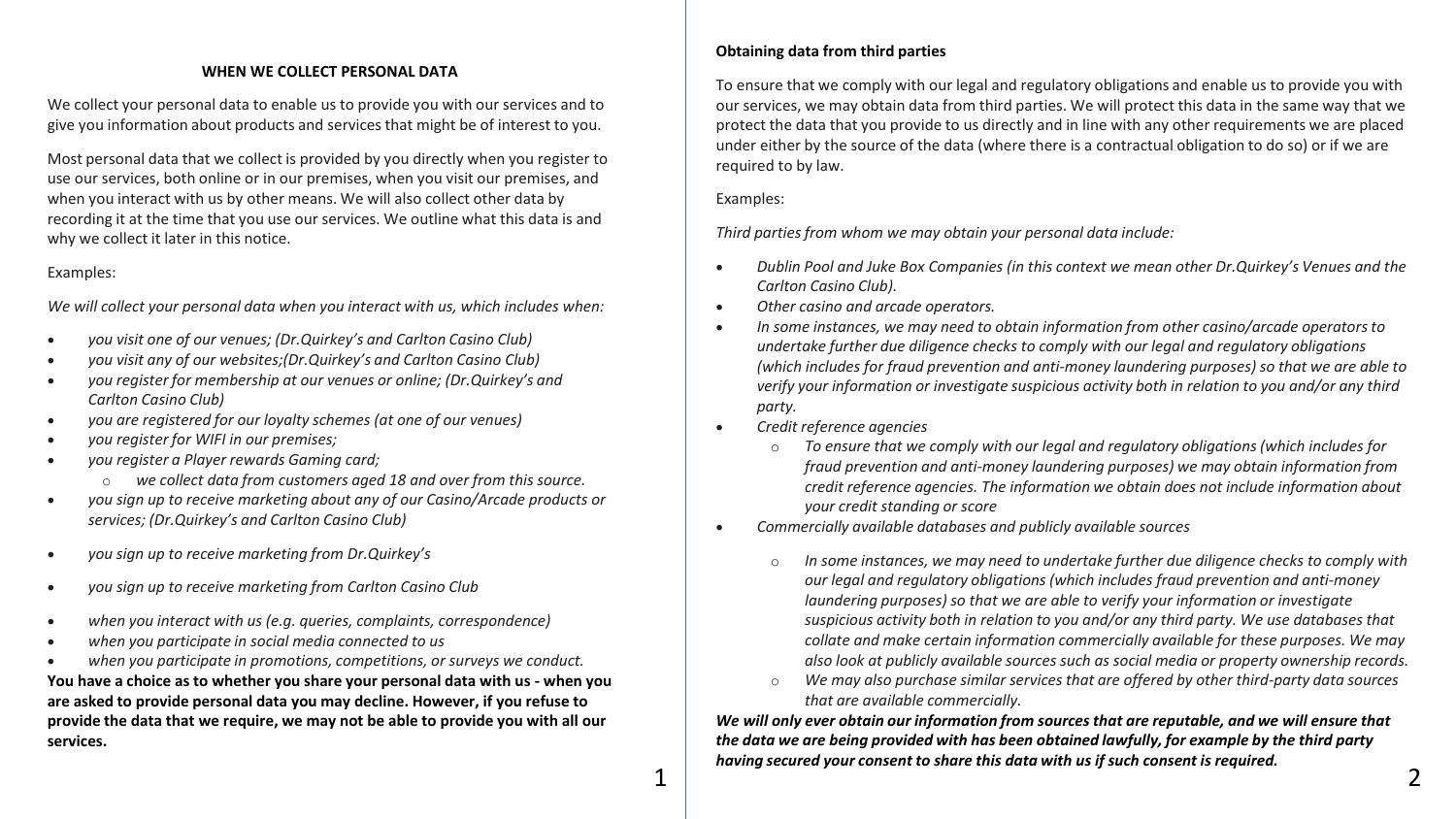## WHEN WE COLLECT PERSONAL DATA

We collect your personal data to enable us to provide you with our services and to give you information about products and services that might be of interest to you.

Most personal data that we collect is provided by you directly when you register to use our services, both online or in our premises, when you visit our premises, and when you interact with us by other means. We will also collect other data by recording it at the time that you use our services. We outline what this data is and why we collect it later in this notice.

Examples:

*We will collect your personal data when you interact with us, which includes when:*

- *you visit one of our venues; (Dr.Quirkey's and Carlton Casino Club)*
- *you visit any of our websites;(Dr.Quirkey's and Carlton Casino Club)*
- *you register for membership at our venues or online; (Dr.Quirkey's and Carlton Casino Club)*
- *you are registered for our loyalty schemes (at one of our venues)*
- *you register for WIFI in our premises;*
- *you register a Player rewards Gaming card;*
    - *we collect data from customers aged 18 and over from this source.*
- *you sign up to receive marketing about any of our Casino/Arcade products or services; (Dr.Quirkey's and Carlton Casino Club)*
- *you sign up to receive marketing from Dr.Quirkey's*
- *you sign up to receive marketing from Carlton Casino Club*
- *when you interact with us (e.g. queries, complaints, correspondence)*
- *when you participate in social media connected to us*
- *when you participate in promotions, competitions, or surveys we conduct.*

**You have a choice as to whether you share your personal data with us - when you are asked to provide personal data you may decline. However, if you refuse to provide the data that we require, we may not be able to provide you with all our services.**

### Obtaining data from third parties

To ensure that we comply with our legal and regulatory obligations and enable us to provide you with our services, we may obtain data from third parties. We will protect this data in the same way that we protect the data that you provide to us directly and in line with any other requirements we are placed under either by the source of the data (where there is a contractual obligation to do so) or if we are required to by law.

Examples:

*Third parties from whom we may obtain your personal data include:*

- *Dublin Pool and Juke Box Companies (in this context we mean other Dr.Quirkey's Venues and the Carlton Casino Club).*
- *Other casino and arcade operators.*
- *In some instances, we may need to obtain information from other casino/arcade operators to undertake further due diligence checks to comply with our legal and regulatory obligations (which includes for fraud prevention and anti-money laundering purposes) so that we are able to verify your information or investigate suspicious activity both in relation to you and/or any third party.*
- *Credit reference agencies*
    - *To ensure that we comply with our legal and regulatory obligations (which includes for fraud prevention and anti-money laundering purposes) we may obtain information from credit reference agencies. The information we obtain does not include information about your credit standing or score*
- *Commercially available databases and publicly available sources*
    - *In some instances, we may need to undertake further due diligence checks to comply with our legal and regulatory obligations (which includes fraud prevention and anti-money laundering purposes) so that we are able to verify your information or investigate suspicious activity both in relation to you and/or any third party. We use databases that collate and make certain information commercially available for these purposes. We may also look at publicly available sources such as social media or property ownership records.*
    - *We may also purchase similar services that are offered by other third-party data sources that are available commercially.*

***We will only ever obtain our information from sources that are reputable, and we will ensure that the data we are being provided with has been obtained lawfully, for example by the third party having secured your consent to share this data with us if such consent is required.***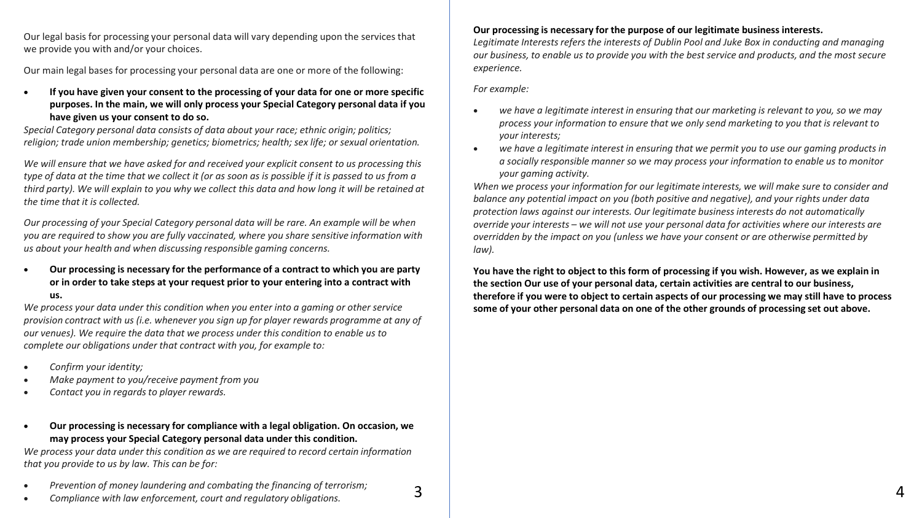Our legal basis for processing your personal data will vary depending upon the services that we provide you with and/or your choices.

Our main legal bases for processing your personal data are one or more of the following:

- **If you have given your consent to the processing of your data for one or more specific purposes. In the main, we will only process your Special Category personal data if you have given us your consent to do so.**

*Special Category personal data consists of data about your race; ethnic origin; politics; religion; trade union membership; genetics; biometrics; health; sex life; or sexual orientation.*

*We will ensure that we have asked for and received your explicit consent to us processing this type of data at the time that we collect it (or as soon as is possible if it is passed to us from a third party). We will explain to you why we collect this data and how long it will be retained at the time that it is collected.*

*Our processing of your Special Category personal data will be rare. An example will be when you are required to show you are fully vaccinated, where you share sensitive information with us about your health and when discussing responsible gaming concerns.*

- **Our processing is necessary for the performance of a contract to which you are party or in order to take steps at your request prior to your entering into a contract with us.**

*We process your data under this condition when you enter into a gaming or other service provision contract with us (i.e. whenever you sign up for player rewards programme at any of our venues). We require the data that we process under this condition to enable us to complete our obligations under that contract with you, for example to:*

- *Confirm your identity;*
- *Make payment to you/receive payment from you*
- *Contact you in regards to player rewards.*

- **Our processing is necessary for compliance with a legal obligation. On occasion, we may process your Special Category personal data under this condition.**

*We process your data under this condition as we are required to record certain information that you provide to us by law. This can be for:*

- *Prevention of money laundering and combating the financing of terrorism;*
- *Compliance with law enforcement, court and regulatory obligations.*

**Our processing is necessary for the purpose of our legitimate business interests.**

*Legitimate Interests refers the interests of Dublin Pool and Juke Box in conducting and managing our business, to enable us to provide you with the best service and products, and the most secure experience.*

*For example:*

- *we have a legitimate interest in ensuring that our marketing is relevant to you, so we may process your information to ensure that we only send marketing to you that is relevant to your interests;*
- *we have a legitimate interest in ensuring that we permit you to use our gaming products in a socially responsible manner so we may process your information to enable us to monitor your gaming activity.*

*When we process your information for our legitimate interests, we will make sure to consider and balance any potential impact on you (both positive and negative), and your rights under data protection laws against our interests. Our legitimate business interests do not automatically override your interests – we will not use your personal data for activities where our interests are overridden by the impact on you (unless we have your consent or are otherwise permitted by law).*

**You have the right to object to this form of processing if you wish. However, as we explain in the section Our use of your personal data, certain activities are central to our business, therefore if you were to object to certain aspects of our processing we may still have to process some of your other personal data on one of the other grounds of processing set out above.**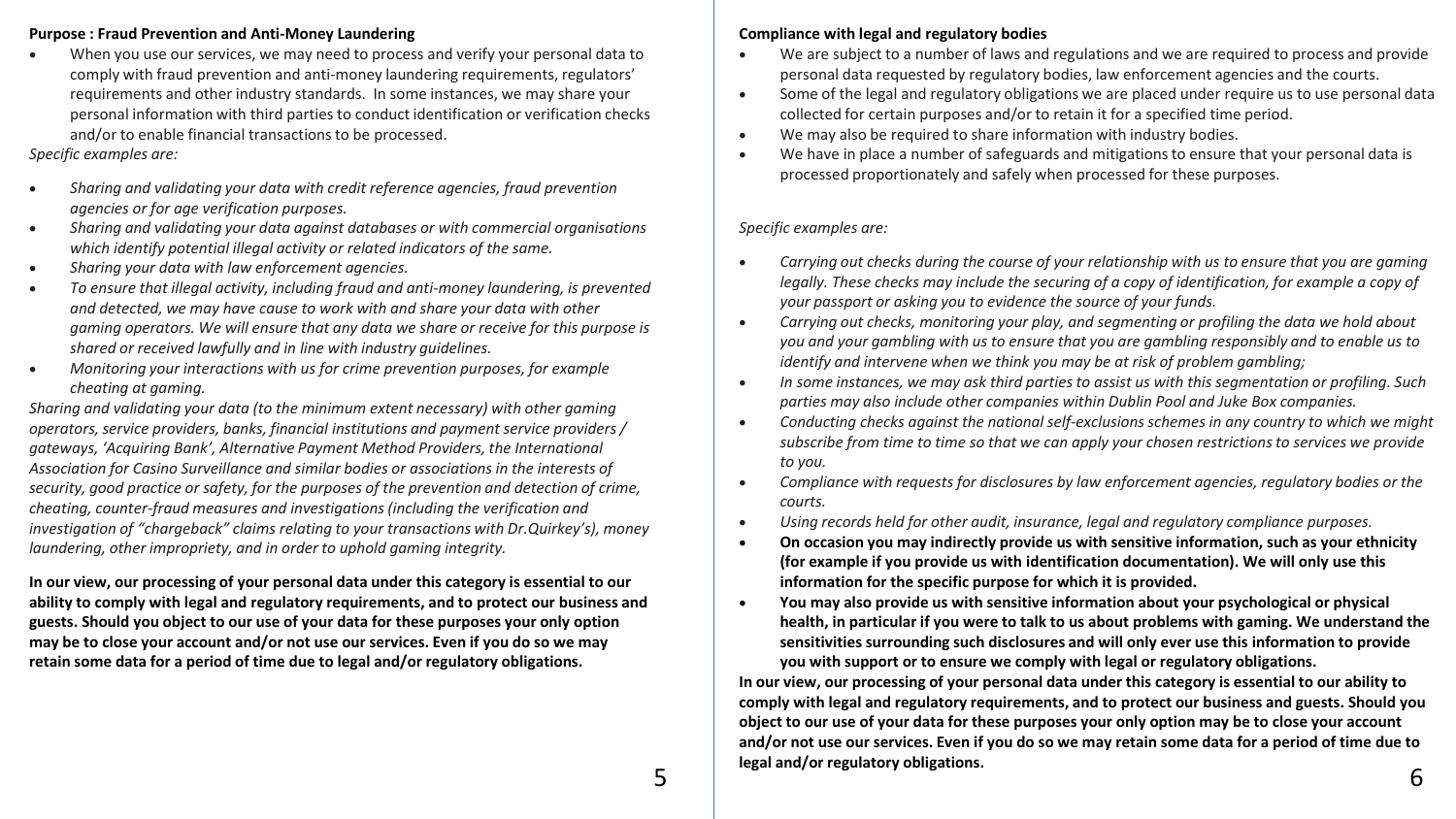**Purpose : Fraud Prevention and Anti-Money Laundering**

- When you use our services, we may need to process and verify your personal data to comply with fraud prevention and anti-money laundering requirements, regulators' requirements and other industry standards. In some instances, we may share your personal information with third parties to conduct identification or verification checks and/or to enable financial transactions to be processed.

*Specific examples are:*

- *Sharing and validating your data with credit reference agencies, fraud prevention agencies or for age verification purposes.*
- *Sharing and validating your data against databases or with commercial organisations which identify potential illegal activity or related indicators of the same.*
- *Sharing your data with law enforcement agencies.*
- *To ensure that illegal activity, including fraud and anti-money laundering, is prevented and detected, we may have cause to work with and share your data with other gaming operators. We will ensure that any data we share or receive for this purpose is shared or received lawfully and in line with industry guidelines.*
- *Monitoring your interactions with us for crime prevention purposes, for example cheating at gaming.*

*Sharing and validating your data (to the minimum extent necessary) with other gaming operators, service providers, banks, financial institutions and payment service providers / gateways, 'Acquiring Bank', Alternative Payment Method Providers, the International Association for Casino Surveillance and similar bodies or associations in the interests of security, good practice or safety, for the purposes of the prevention and detection of crime, cheating, counter-fraud measures and investigations (including the verification and investigation of "chargeback" claims relating to your transactions with Dr.Quirkey's), money laundering, other impropriety, and in order to uphold gaming integrity.*

**In our view, our processing of your personal data under this category is essential to our ability to comply with legal and regulatory requirements, and to protect our business and guests. Should you object to our use of your data for these purposes your only option may be to close your account and/or not use our services. Even if you do so we may retain some data for a period of time due to legal and/or regulatory obligations.**

**Compliance with legal and regulatory bodies**

- We are subject to a number of laws and regulations and we are required to process and provide personal data requested by regulatory bodies, law enforcement agencies and the courts.
- Some of the legal and regulatory obligations we are placed under require us to use personal data collected for certain purposes and/or to retain it for a specified time period.
- We may also be required to share information with industry bodies.
- We have in place a number of safeguards and mitigations to ensure that your personal data is processed proportionately and safely when processed for these purposes.

*Specific examples are:*

- *Carrying out checks during the course of your relationship with us to ensure that you are gaming legally. These checks may include the securing of a copy of identification, for example a copy of your passport or asking you to evidence the source of your funds.*
- *Carrying out checks, monitoring your play, and segmenting or profiling the data we hold about you and your gambling with us to ensure that you are gambling responsibly and to enable us to identify and intervene when we think you may be at risk of problem gambling;*
- *In some instances, we may ask third parties to assist us with this segmentation or profiling. Such parties may also include other companies within Dublin Pool and Juke Box companies.*
- *Conducting checks against the national self-exclusions schemes in any country to which we might subscribe from time to time so that we can apply your chosen restrictions to services we provide to you.*
- *Compliance with requests for disclosures by law enforcement agencies, regulatory bodies or the courts.*
- *Using records held for other audit, insurance, legal and regulatory compliance purposes.*
- **On occasion you may indirectly provide us with sensitive information, such as your ethnicity (for example if you provide us with identification documentation). We will only use this information for the specific purpose for which it is provided.**
- **You may also provide us with sensitive information about your psychological or physical health, in particular if you were to talk to us about problems with gaming. We understand the sensitivities surrounding such disclosures and will only ever use this information to provide you with support or to ensure we comply with legal or regulatory obligations.**

**In our view, our processing of your personal data under this category is essential to our ability to comply with legal and regulatory requirements, and to protect our business and guests. Should you object to our use of your data for these purposes your only option may be to close your account and/or not use our services. Even if you do so we may retain some data for a period of time due to legal and/or regulatory obligations.**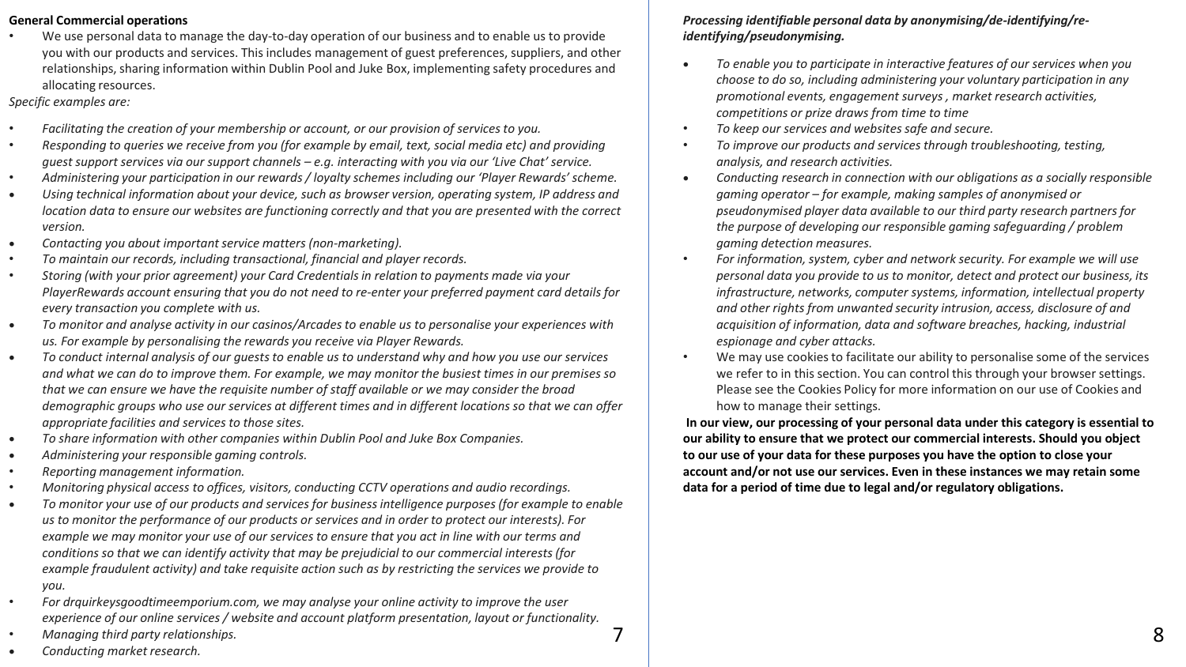**General Commercial operations**

- We use personal data to manage the day-to-day operation of our business and to enable us to provide you with our products and services. This includes management of guest preferences, suppliers, and other relationships, sharing information within Dublin Pool and Juke Box, implementing safety procedures and allocating resources.

*Specific examples are:*

- *Facilitating the creation of your membership or account, or our provision of services to you.*
- *Responding to queries we receive from you (for example by email, text, social media etc) and providing guest support services via our support channels – e.g. interacting with you via our 'Live Chat' service.*
- *Administering your participation in our rewards / loyalty schemes including our 'Player Rewards' scheme.*
- *Using technical information about your device, such as browser version, operating system, IP address and location data to ensure our websites are functioning correctly and that you are presented with the correct version.*
- *Contacting you about important service matters (non-marketing).*
- *To maintain our records, including transactional, financial and player records.*
- *Storing (with your prior agreement) your Card Credentials in relation to payments made via your PlayerRewards account ensuring that you do not need to re-enter your preferred payment card details for every transaction you complete with us.*
- *To monitor and analyse activity in our casinos/Arcades to enable us to personalise your experiences with us. For example by personalising the rewards you receive via Player Rewards.*
- *To conduct internal analysis of our guests to enable us to understand why and how you use our services and what we can do to improve them. For example, we may monitor the busiest times in our premises so that we can ensure we have the requisite number of staff available or we may consider the broad demographic groups who use our services at different times and in different locations so that we can offer appropriate facilities and services to those sites.*
- *To share information with other companies within Dublin Pool and Juke Box Companies.*
- *Administering your responsible gaming controls.*
- *Reporting management information.*
- *Monitoring physical access to offices, visitors, conducting CCTV operations and audio recordings.*
- *To monitor your use of our products and services for business intelligence purposes (for example to enable us to monitor the performance of our products or services and in order to protect our interests). For example we may monitor your use of our services to ensure that you act in line with our terms and conditions so that we can identify activity that may be prejudicial to our commercial interests (for example fraudulent activity) and take requisite action such as by restricting the services we provide to you.*
- *For drquirkeysgoodtimeemporium.com, we may analyse your online activity to improve the user experience of our online services / website and account platform presentation, layout or functionality.*
- *Managing third party relationships.*
- *Conducting market research.*

***Processing identifiable personal data by anonymising/de-identifying/re-identifying/pseudonymising.***

- *To enable you to participate in interactive features of our services when you choose to do so, including administering your voluntary participation in any promotional events, engagement surveys , market research activities, competitions or prize draws from time to time*
- *To keep our services and websites safe and secure.*
- *To improve our products and services through troubleshooting, testing, analysis, and research activities.*
- *Conducting research in connection with our obligations as a socially responsible gaming operator – for example, making samples of anonymised or pseudonymised player data available to our third party research partners for the purpose of developing our responsible gaming safeguarding / problem gaming detection measures.*
- *For information, system, cyber and network security. For example we will use personal data you provide to us to monitor, detect and protect our business, its infrastructure, networks, computer systems, information, intellectual property and other rights from unwanted security intrusion, access, disclosure of and acquisition of information, data and software breaches, hacking, industrial espionage and cyber attacks.*
- We may use cookies to facilitate our ability to personalise some of the services we refer to in this section. You can control this through your browser settings. Please see the Cookies Policy for more information on our use of Cookies and how to manage their settings.

**In our view, our processing of your personal data under this category is essential to our ability to ensure that we protect our commercial interests. Should you object to our use of your data for these purposes you have the option to close your account and/or not use our services. Even in these instances we may retain some data for a period of time due to legal and/or regulatory obligations.**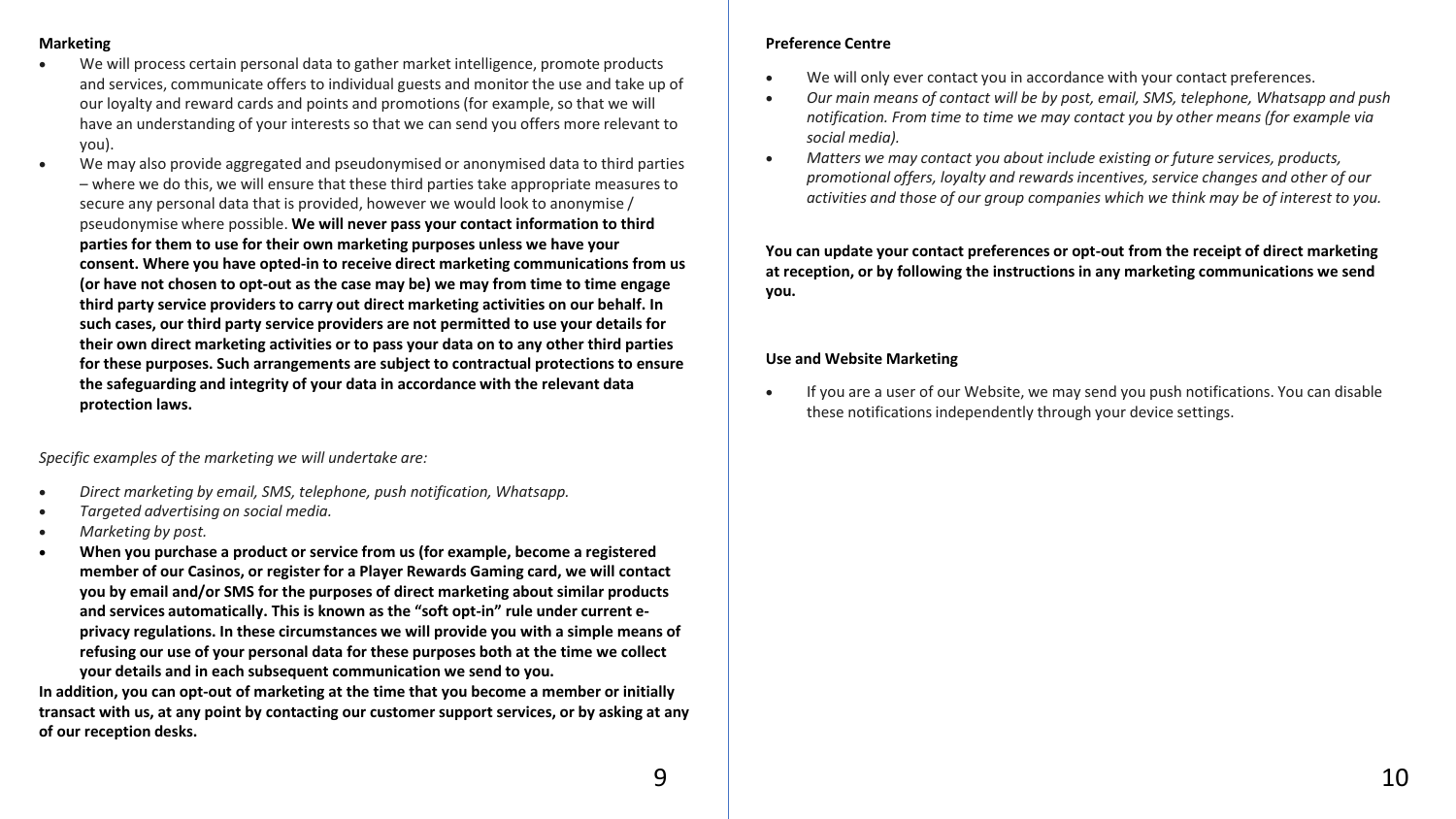**Marketing**

- We will process certain personal data to gather market intelligence, promote products and services, communicate offers to individual guests and monitor the use and take up of our loyalty and reward cards and points and promotions (for example, so that we will have an understanding of your interests so that we can send you offers more relevant to you).
- We may also provide aggregated and pseudonymised or anonymised data to third parties – where we do this, we will ensure that these third parties take appropriate measures to secure any personal data that is provided, however we would look to anonymise / pseudonymise where possible. **We will never pass your contact information to third parties for them to use for their own marketing purposes unless we have your consent. Where you have opted-in to receive direct marketing communications from us (or have not chosen to opt-out as the case may be) we may from time to time engage third party service providers to carry out direct marketing activities on our behalf. In such cases, our third party service providers are not permitted to use your details for their own direct marketing activities or to pass your data on to any other third parties for these purposes. Such arrangements are subject to contractual protections to ensure the safeguarding and integrity of your data in accordance with the relevant data protection laws.**

*Specific examples of the marketing we will undertake are:*

- *Direct marketing by email, SMS, telephone, push notification, Whatsapp.*
- *Targeted advertising on social media.*
- *Marketing by post.*
- **When you purchase a product or service from us (for example, become a registered member of our Casinos, or register for a Player Rewards Gaming card, we will contact you by email and/or SMS for the purposes of direct marketing about similar products and services automatically. This is known as the "soft opt-in" rule under current e-privacy regulations. In these circumstances we will provide you with a simple means of refusing our use of your personal data for these purposes both at the time we collect your details and in each subsequent communication we send to you.**

**In addition, you can opt-out of marketing at the time that you become a member or initially transact with us, at any point by contacting our customer support services, or by asking at any of our reception desks.**

**Preference Centre**

- We will only ever contact you in accordance with your contact preferences.
- *Our main means of contact will be by post, email, SMS, telephone, Whatsapp and push notification. From time to time we may contact you by other means (for example via social media).*
- *Matters we may contact you about include existing or future services, products, promotional offers, loyalty and rewards incentives, service changes and other of our activities and those of our group companies which we think may be of interest to you.*

**You can update your contact preferences or opt-out from the receipt of direct marketing at reception, or by following the instructions in any marketing communications we send you.**

**Use and Website Marketing**

- If you are a user of our Website, we may send you push notifications. You can disable these notifications independently through your device settings.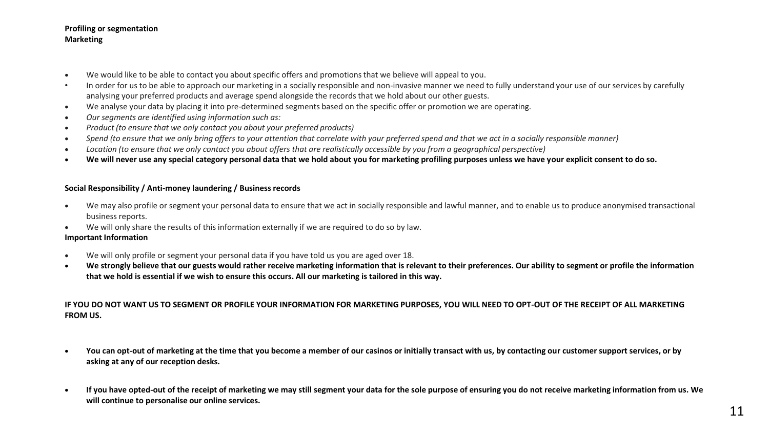**Profiling or segmentation**
**Marketing**

- We would like to be able to contact you about specific offers and promotions that we believe will appeal to you.
- In order for us to be able to approach our marketing in a socially responsible and non-invasive manner we need to fully understand your use of our services by carefully analysing your preferred products and average spend alongside the records that we hold about our other guests.
- We analyse your data by placing it into pre-determined segments based on the specific offer or promotion we are operating.
- *Our segments are identified using information such as:*
- *Product (to ensure that we only contact you about your preferred products)*
- *Spend (to ensure that we only bring offers to your attention that correlate with your preferred spend and that we act in a socially responsible manner)*
- *Location (to ensure that we only contact you about offers that are realistically accessible by you from a geographical perspective)*
- **We will never use any special category personal data that we hold about you for marketing profiling purposes unless we have your explicit consent to do so.**

**Social Responsibility / Anti-money laundering / Business records**

- We may also profile or segment your personal data to ensure that we act in socially responsible and lawful manner, and to enable us to produce anonymised transactional business reports.
- We will only share the results of this information externally if we are required to do so by law.

**Important Information**

- We will only profile or segment your personal data if you have told us you are aged over 18.
- **We strongly believe that our guests would rather receive marketing information that is relevant to their preferences. Our ability to segment or profile the information that we hold is essential if we wish to ensure this occurs. All our marketing is tailored in this way.**

**IF YOU DO NOT WANT US TO SEGMENT OR PROFILE YOUR INFORMATION FOR MARKETING PURPOSES, YOU WILL NEED TO OPT-OUT OF THE RECEIPT OF ALL MARKETING FROM US.**

- **You can opt-out of marketing at the time that you become a member of our casinos or initially transact with us, by contacting our customer support services, or by asking at any of our reception desks.**

- **If you have opted-out of the receipt of marketing we may still segment your data for the sole purpose of ensuring you do not receive marketing information from us. We will continue to personalise our online services.**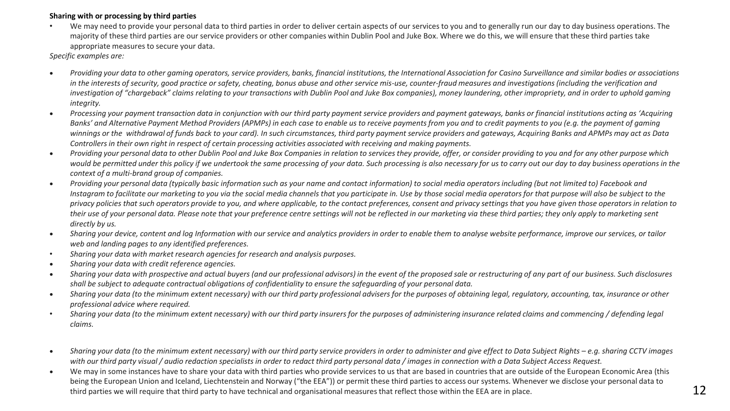**Sharing with or processing by third parties**

- We may need to provide your personal data to third parties in order to deliver certain aspects of our services to you and to generally run our day to day business operations. The majority of these third parties are our service providers or other companies within Dublin Pool and Juke Box. Where we do this, we will ensure that these third parties take appropriate measures to secure your data.

*Specific examples are:*

- *Providing your data to other gaming operators, service providers, banks, financial institutions, the International Association for Casino Surveillance and similar bodies or associations in the interests of security, good practice or safety, cheating, bonus abuse and other service mis-use, counter-fraud measures and investigations (including the verification and investigation of "chargeback" claims relating to your transactions with Dublin Pool and Juke Box companies), money laundering, other impropriety, and in order to uphold gaming integrity.*
- *Processing your payment transaction data in conjunction with our third party payment service providers and payment gateways, banks or financial institutions acting as 'Acquiring Banks' and Alternative Payment Method Providers (APMPs) in each case to enable us to receive payments from you and to credit payments to you (e.g. the payment of gaming winnings or the withdrawal of funds back to your card). In such circumstances, third party payment service providers and gateways, Acquiring Banks and APMPs may act as Data Controllers in their own right in respect of certain processing activities associated with receiving and making payments.*
- *Providing your personal data to other Dublin Pool and Juke Box Companies in relation to services they provide, offer, or consider providing to you and for any other purpose which would be permitted under this policy if we undertook the same processing of your data. Such processing is also necessary for us to carry out our day to day business operations in the context of a multi-brand group of companies.*
- *Providing your personal data (typically basic information such as your name and contact information) to social media operators including (but not limited to) Facebook and Instagram to facilitate our marketing to you via the social media channels that you participate in. Use by those social media operators for that purpose will also be subject to the privacy policies that such operators provide to you, and where applicable, to the contact preferences, consent and privacy settings that you have given those operators in relation to their use of your personal data. Please note that your preference centre settings will not be reflected in our marketing via these third parties; they only apply to marketing sent directly by us.*
- *Sharing your device, content and log Information with our service and analytics providers in order to enable them to analyse website performance, improve our services, or tailor web and landing pages to any identified preferences.*
- *Sharing your data with market research agencies for research and analysis purposes.*
- *Sharing your data with credit reference agencies.*
- *Sharing your data with prospective and actual buyers (and our professional advisors) in the event of the proposed sale or restructuring of any part of our business. Such disclosures shall be subject to adequate contractual obligations of confidentiality to ensure the safeguarding of your personal data.*
- *Sharing your data (to the minimum extent necessary) with our third party professional advisers for the purposes of obtaining legal, regulatory, accounting, tax, insurance or other professional advice where required.*
- *Sharing your data (to the minimum extent necessary) with our third party insurers for the purposes of administering insurance related claims and commencing / defending legal claims.*
- *Sharing your data (to the minimum extent necessary) with our third party service providers in order to administer and give effect to Data Subject Rights – e.g. sharing CCTV images with our third party visual / audio redaction specialists in order to redact third party personal data / images in connection with a Data Subject Access Request.*
- We may in some instances have to share your data with third parties who provide services to us that are based in countries that are outside of the European Economic Area (this being the European Union and Iceland, Liechtenstein and Norway ("the EEA")) or permit these third parties to access our systems. Whenever we disclose your personal data to third parties we will require that third party to have technical and organisational measures that reflect those within the EEA are in place.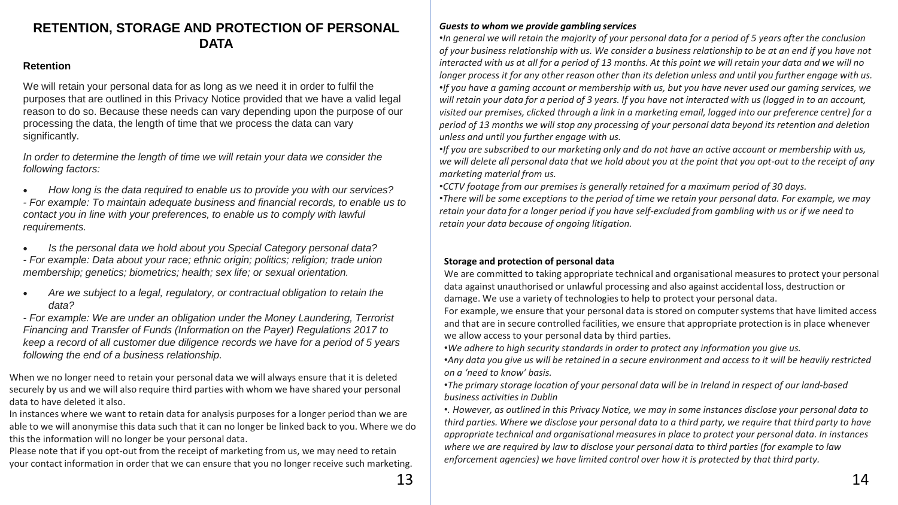# RETENTION, STORAGE AND PROTECTION OF PERSONAL DATA

### Retention

We will retain your personal data for as long as we need it in order to fulfil the purposes that are outlined in this Privacy Notice provided that we have a valid legal reason to do so. Because these needs can vary depending upon the purpose of our processing the data, the length of time that we process the data can vary significantly.

*In order to determine the length of time we will retain your data we consider the following factors:*

- *How long is the data required to enable us to provide you with our services?*

*- For example: To maintain adequate business and financial records, to enable us to contact you in line with your preferences, to enable us to comply with lawful requirements.*

- *Is the personal data we hold about you Special Category personal data?*

*- For example: Data about your race; ethnic origin; politics; religion; trade union membership; genetics; biometrics; health; sex life; or sexual orientation.*

- *Are we subject to a legal, regulatory, or contractual obligation to retain the data?*

*- For example: We are under an obligation under the Money Laundering, Terrorist Financing and Transfer of Funds (Information on the Payer) Regulations 2017 to keep a record of all customer due diligence records we have for a period of 5 years following the end of a business relationship.*

When we no longer need to retain your personal data we will always ensure that it is deleted securely by us and we will also require third parties with whom we have shared your personal data to have deleted it also.

In instances where we want to retain data for analysis purposes for a longer period than we are able to we will anonymise this data such that it can no longer be linked back to you. Where we do this the information will no longer be your personal data.

Please note that if you opt-out from the receipt of marketing from us, we may need to retain your contact information in order that we can ensure that you no longer receive such marketing.

***Guests to whom we provide gambling services***

*•In general we will retain the majority of your personal data for a period of 5 years after the conclusion of your business relationship with us. We consider a business relationship to be at an end if you have not interacted with us at all for a period of 13 months. At this point we will retain your data and we will no longer process it for any other reason other than its deletion unless and until you further engage with us.*

*•If you have a gaming account or membership with us, but you have never used our gaming services, we will retain your data for a period of 3 years. If you have not interacted with us (logged in to an account, visited our premises, clicked through a link in a marketing email, logged into our preference centre) for a period of 13 months we will stop any processing of your personal data beyond its retention and deletion unless and until you further engage with us.*

*•If you are subscribed to our marketing only and do not have an active account or membership with us, we will delete all personal data that we hold about you at the point that you opt-out to the receipt of any marketing material from us.*

*•CCTV footage from our premises is generally retained for a maximum period of 30 days.*

*•There will be some exceptions to the period of time we retain your personal data. For example, we may retain your data for a longer period if you have self-excluded from gambling with us or if we need to retain your data because of ongoing litigation.*

### Storage and protection of personal data

We are committed to taking appropriate technical and organisational measures to protect your personal data against unauthorised or unlawful processing and also against accidental loss, destruction or damage. We use a variety of technologies to help to protect your personal data.

For example, we ensure that your personal data is stored on computer systems that have limited access and that are in secure controlled facilities, we ensure that appropriate protection is in place whenever we allow access to your personal data by third parties.

*•We adhere to high security standards in order to protect any information you give us.*

*•Any data you give us will be retained in a secure environment and access to it will be heavily restricted on a 'need to know' basis.*

*•The primary storage location of your personal data will be in Ireland in respect of our land-based business activities in Dublin*

*•. However, as outlined in this Privacy Notice, we may in some instances disclose your personal data to third parties. Where we disclose your personal data to a third party, we require that third party to have appropriate technical and organisational measures in place to protect your personal data. In instances where we are required by law to disclose your personal data to third parties (for example to law enforcement agencies) we have limited control over how it is protected by that third party.*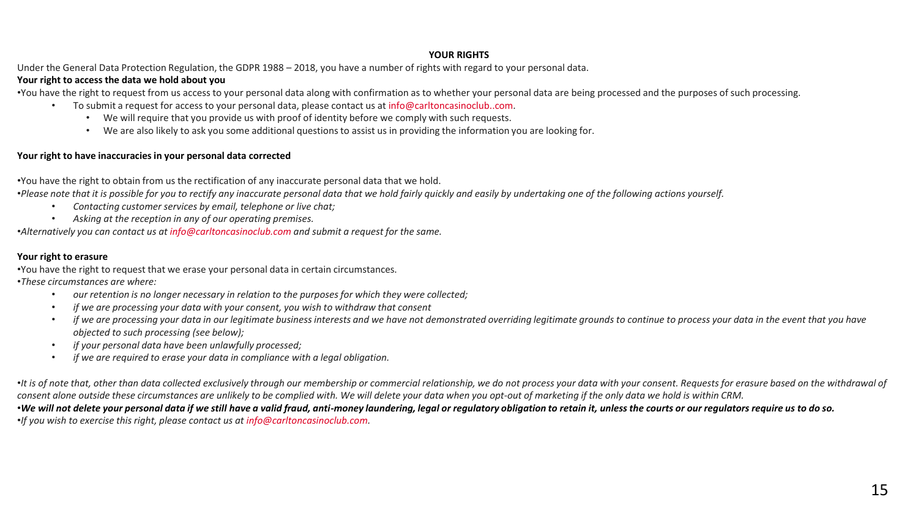## YOUR RIGHTS

Under the General Data Protection Regulation, the GDPR 1988 – 2018, you have a number of rights with regard to your personal data.

**Your right to access the data we hold about you**

•You have the right to request from us access to your personal data along with confirmation as to whether your personal data are being processed and the purposes of such processing.

- To submit a request for access to your personal data, please contact us at info@carltoncasinoclub..com.
  - We will require that you provide us with proof of identity before we comply with such requests.
  - We are also likely to ask you some additional questions to assist us in providing the information you are looking for.

**Your right to have inaccuracies in your personal data corrected**

•You have the right to obtain from us the rectification of any inaccurate personal data that we hold.

•*Please note that it is possible for you to rectify any inaccurate personal data that we hold fairly quickly and easily by undertaking one of the following actions yourself.*

- *Contacting customer services by email, telephone or live chat;*
- *Asking at the reception in any of our operating premises.*

•*Alternatively you can contact us at info@carltoncasinoclub.com and submit a request for the same.*

**Your right to erasure**

•You have the right to request that we erase your personal data in certain circumstances.

•*These circumstances are where:*

- *our retention is no longer necessary in relation to the purposes for which they were collected;*
- *if we are processing your data with your consent, you wish to withdraw that consent*
- *if we are processing your data in our legitimate business interests and we have not demonstrated overriding legitimate grounds to continue to process your data in the event that you have objected to such processing (see below);*
- *if your personal data have been unlawfully processed;*
- *if we are required to erase your data in compliance with a legal obligation.*

•*It is of note that, other than data collected exclusively through our membership or commercial relationship, we do not process your data with your consent. Requests for erasure based on the withdrawal of consent alone outside these circumstances are unlikely to be complied with. We will delete your data when you opt-out of marketing if the only data we hold is within CRM.*

•***We will not delete your personal data if we still have a valid fraud, anti-money laundering, legal or regulatory obligation to retain it, unless the courts or our regulators require us to do so.***

•*If you wish to exercise this right, please contact us at info@carltoncasinoclub.com.*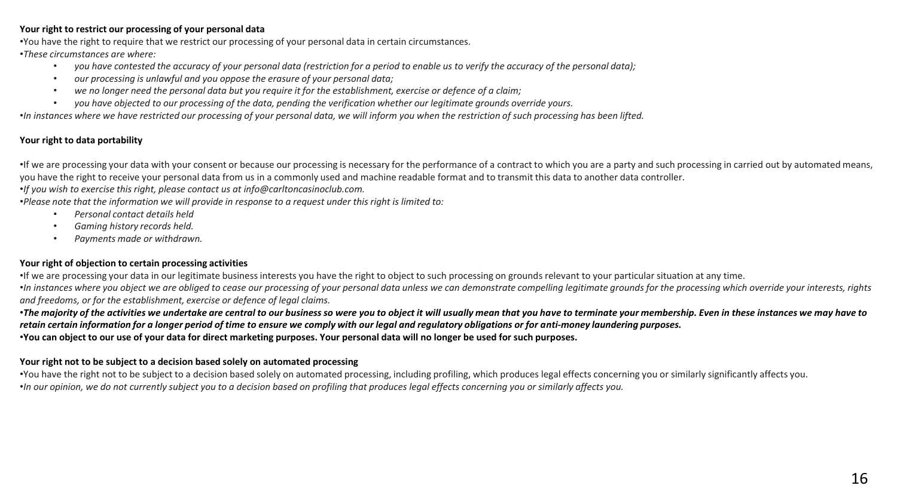**Your right to restrict our processing of your personal data**

- You have the right to require that we restrict our processing of your personal data in certain circumstances.
- *These circumstances are where:*
  - *you have contested the accuracy of your personal data (restriction for a period to enable us to verify the accuracy of the personal data);*
  - *our processing is unlawful and you oppose the erasure of your personal data;*
  - *we no longer need the personal data but you require it for the establishment, exercise or defence of a claim;*
  - *you have objected to our processing of the data, pending the verification whether our legitimate grounds override yours.*
- *In instances where we have restricted our processing of your personal data, we will inform you when the restriction of such processing has been lifted.*

**Your right to data portability**

- If we are processing your data with your consent or because our processing is necessary for the performance of a contract to which you are a party and such processing in carried out by automated means, you have the right to receive your personal data from us in a commonly used and machine readable format and to transmit this data to another data controller.
- *If you wish to exercise this right, please contact us at info@carltoncasinoclub.com.*
- *Please note that the information we will provide in response to a request under this right is limited to:*
  - *Personal contact details held*
  - *Gaming history records held.*
  - *Payments made or withdrawn.*

**Your right of objection to certain processing activities**

- If we are processing your data in our legitimate business interests you have the right to object to such processing on grounds relevant to your particular situation at any time.
- *In instances where you object we are obliged to cease our processing of your personal data unless we can demonstrate compelling legitimate grounds for the processing which override your interests, rights and freedoms, or for the establishment, exercise or defence of legal claims.*
- ***The majority of the activities we undertake are central to our business so were you to object it will usually mean that you have to terminate your membership. Even in these instances we may have to retain certain information for a longer period of time to ensure we comply with our legal and regulatory obligations or for anti-money laundering purposes.***
- **You can object to our use of your data for direct marketing purposes. Your personal data will no longer be used for such purposes.**

**Your right not to be subject to a decision based solely on automated processing**

- You have the right not to be subject to a decision based solely on automated processing, including profiling, which produces legal effects concerning you or similarly significantly affects you.
- *In our opinion, we do not currently subject you to a decision based on profiling that produces legal effects concerning you or similarly affects you.*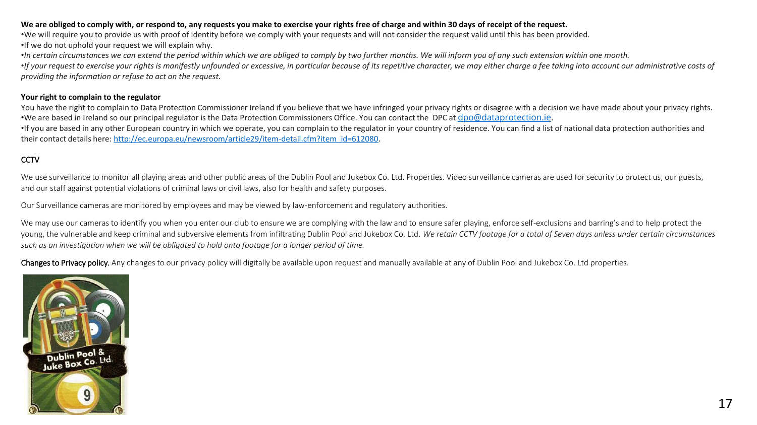**We are obliged to comply with, or respond to, any requests you make to exercise your rights free of charge and within 30 days of receipt of the request.**

- We will require you to provide us with proof of identity before we comply with your requests and will not consider the request valid until this has been provided.
- If we do not uphold your request we will explain why.
- *In certain circumstances we can extend the period within which we are obliged to comply by two further months. We will inform you of any such extension within one month.*
- *If your request to exercise your rights is manifestly unfounded or excessive, in particular because of its repetitive character, we may either charge a fee taking into account our administrative costs of providing the information or refuse to act on the request.*

**Your right to complain to the regulator**

You have the right to complain to Data Protection Commissioner Ireland if you believe that we have infringed your privacy rights or disagree with a decision we have made about your privacy rights.

- We are based in Ireland so our principal regulator is the Data Protection Commissioners Office. You can contact the DPC at dpo@dataprotection.ie.
- If you are based in any other European country in which we operate, you can complain to the regulator in your country of residence. You can find a list of national data protection authorities and their contact details here: http://ec.europa.eu/newsroom/article29/item-detail.cfm?item_id=612080.

CCTV

We use surveillance to monitor all playing areas and other public areas of the Dublin Pool and Jukebox Co. Ltd. Properties. Video surveillance cameras are used for security to protect us, our guests, and our staff against potential violations of criminal laws or civil laws, also for health and safety purposes.

Our Surveillance cameras are monitored by employees and may be viewed by law-enforcement and regulatory authorities.

We may use our cameras to identify you when you enter our club to ensure we are complying with the law and to ensure safer playing, enforce self-exclusions and barring's and to help protect the young, the vulnerable and keep criminal and subversive elements from infiltrating Dublin Pool and Jukebox Co. Ltd. *We retain CCTV footage for a total of Seven days unless under certain circumstances such as an investigation when we will be obligated to hold onto footage for a longer period of time.*

**Changes to Privacy policy.** Any changes to our privacy policy will digitally be available upon request and manually available at any of Dublin Pool and Jukebox Co. Ltd properties.

Dublin Pool & Juke Box Co. Ltd.